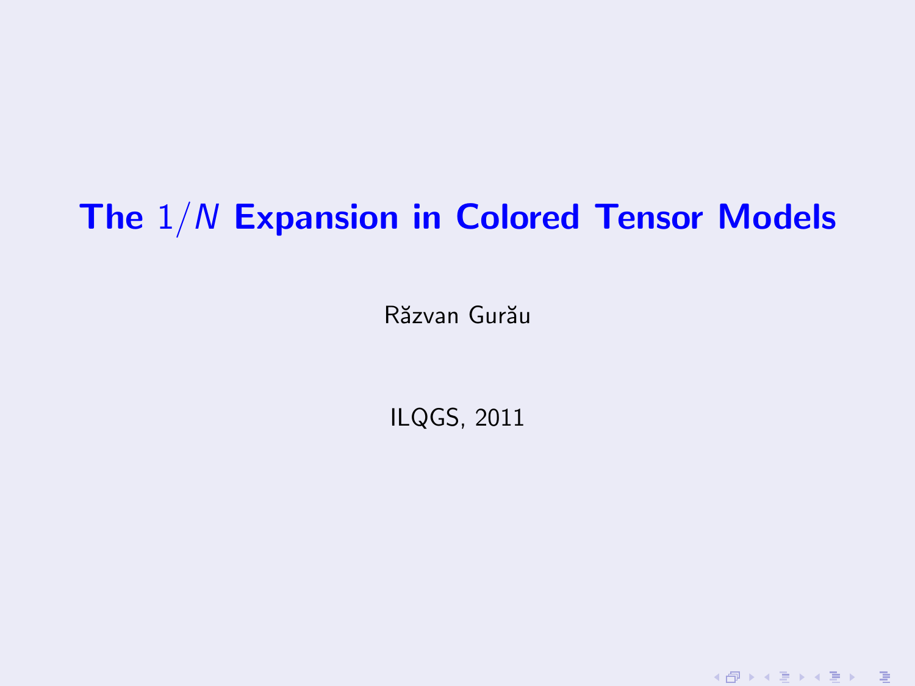# The $1/N$ Expansion in Colored Tensor Models

Răzvan Gurău

ILQGS, 2011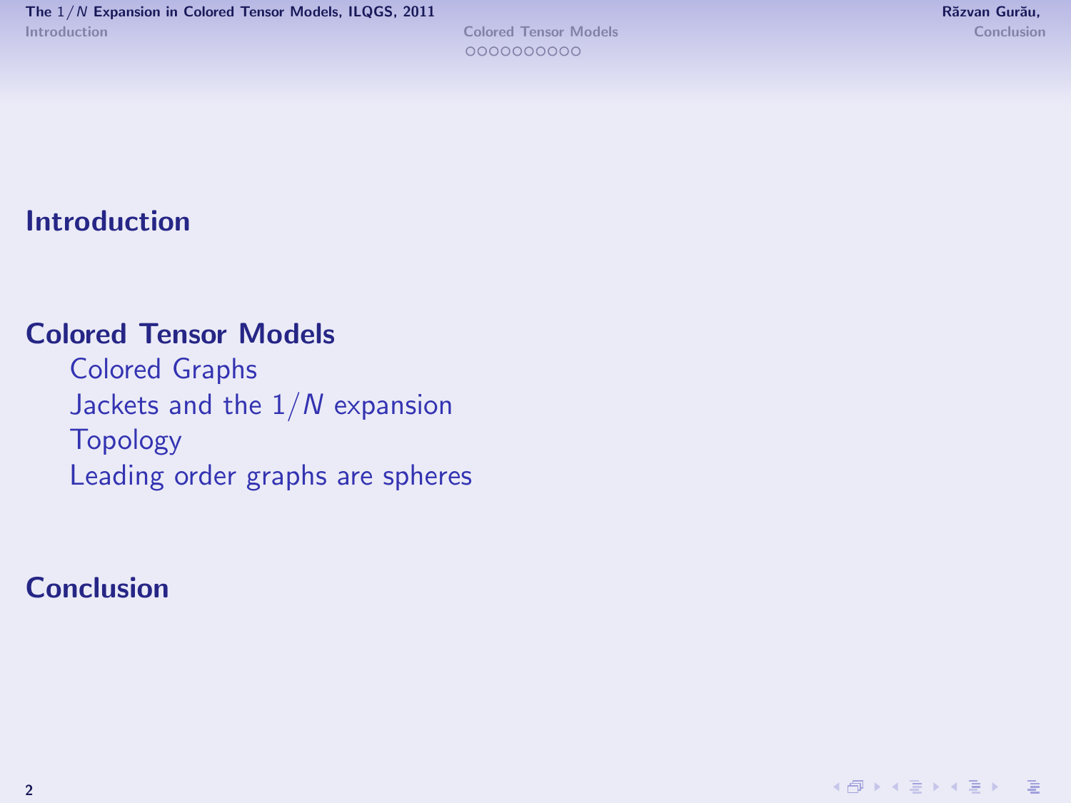## Introduction

## Colored Tensor Models

- Colored Graphs
- Jackets and the $1/N$ expansion
- Topology
- Leading order graphs are spheres

## Conclusion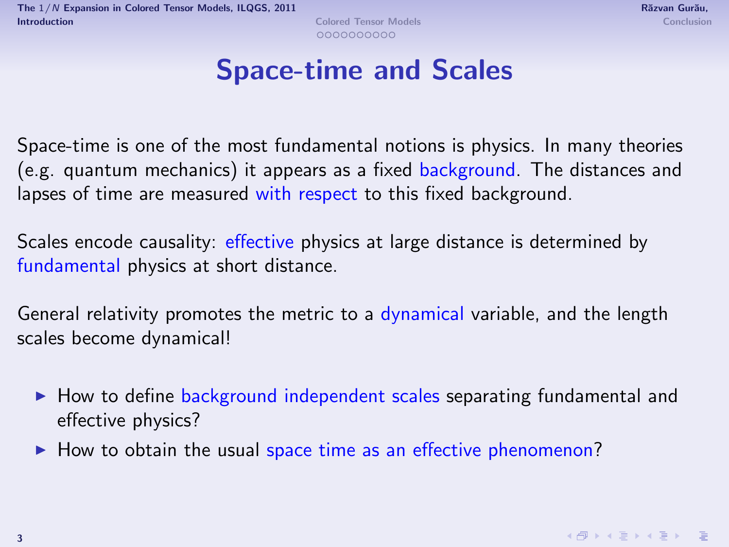# Space-time and Scales

Space-time is one of the most fundamental notions is physics. In many theories (e.g. quantum mechanics) it appears as a fixed background. The distances and lapses of time are measured with respect to this fixed background.

Scales encode causality: effective physics at large distance is determined by fundamental physics at short distance.

General relativity promotes the metric to a dynamical variable, and the length scales become dynamical!

- How to define background independent scales separating fundamental and effective physics?
- How to obtain the usual space time as an effective phenomenon?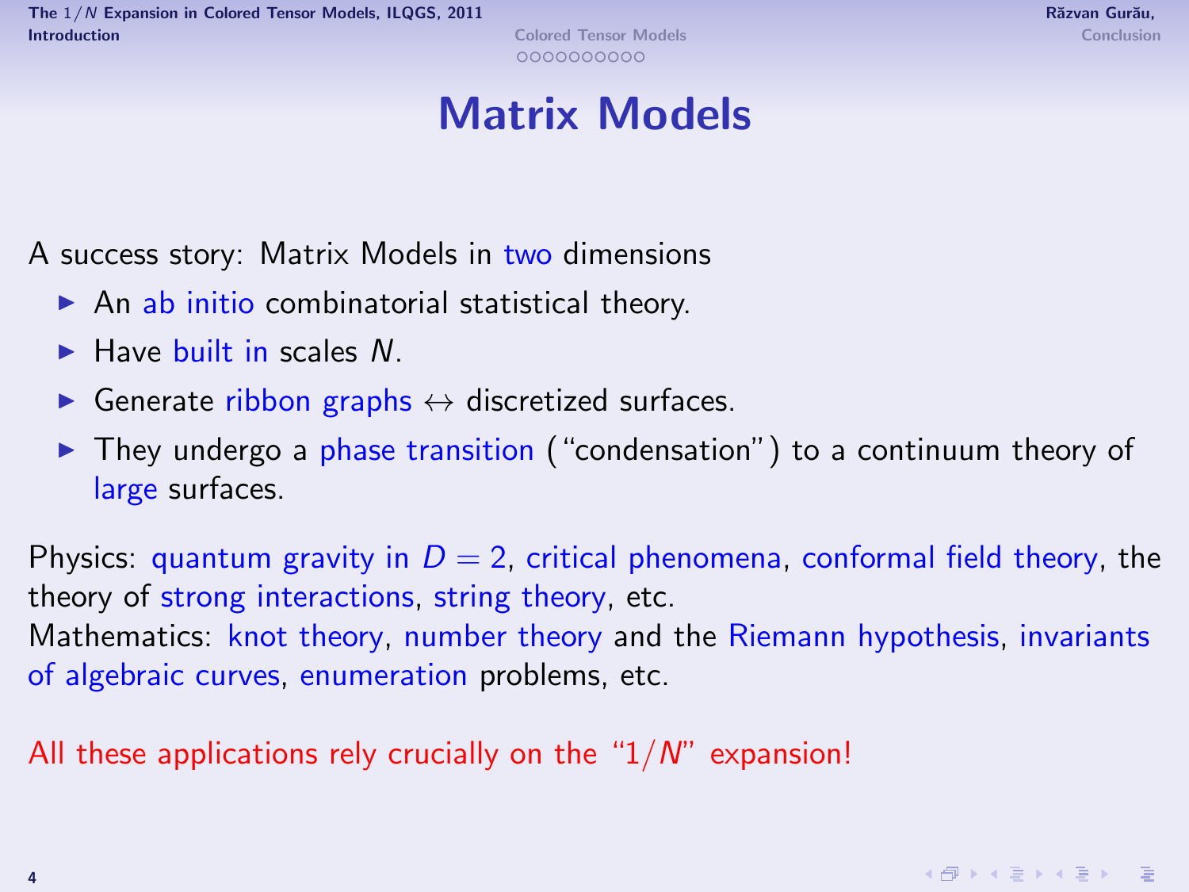# Matrix Models

A success story: Matrix Models in two dimensions

- An ab initio combinatorial statistical theory.
- Have built in scales $N$.
- Generate ribbon graphs $\leftrightarrow$ discretized surfaces.
- They undergo a phase transition ("condensation") to a continuum theory of large surfaces.

Physics: quantum gravity in $D = 2$, critical phenomena, conformal field theory, the theory of strong interactions, string theory, etc.
Mathematics: knot theory, number theory and the Riemann hypothesis, invariants of algebraic curves, enumeration problems, etc.

All these applications rely crucially on the "$1/N$" expansion!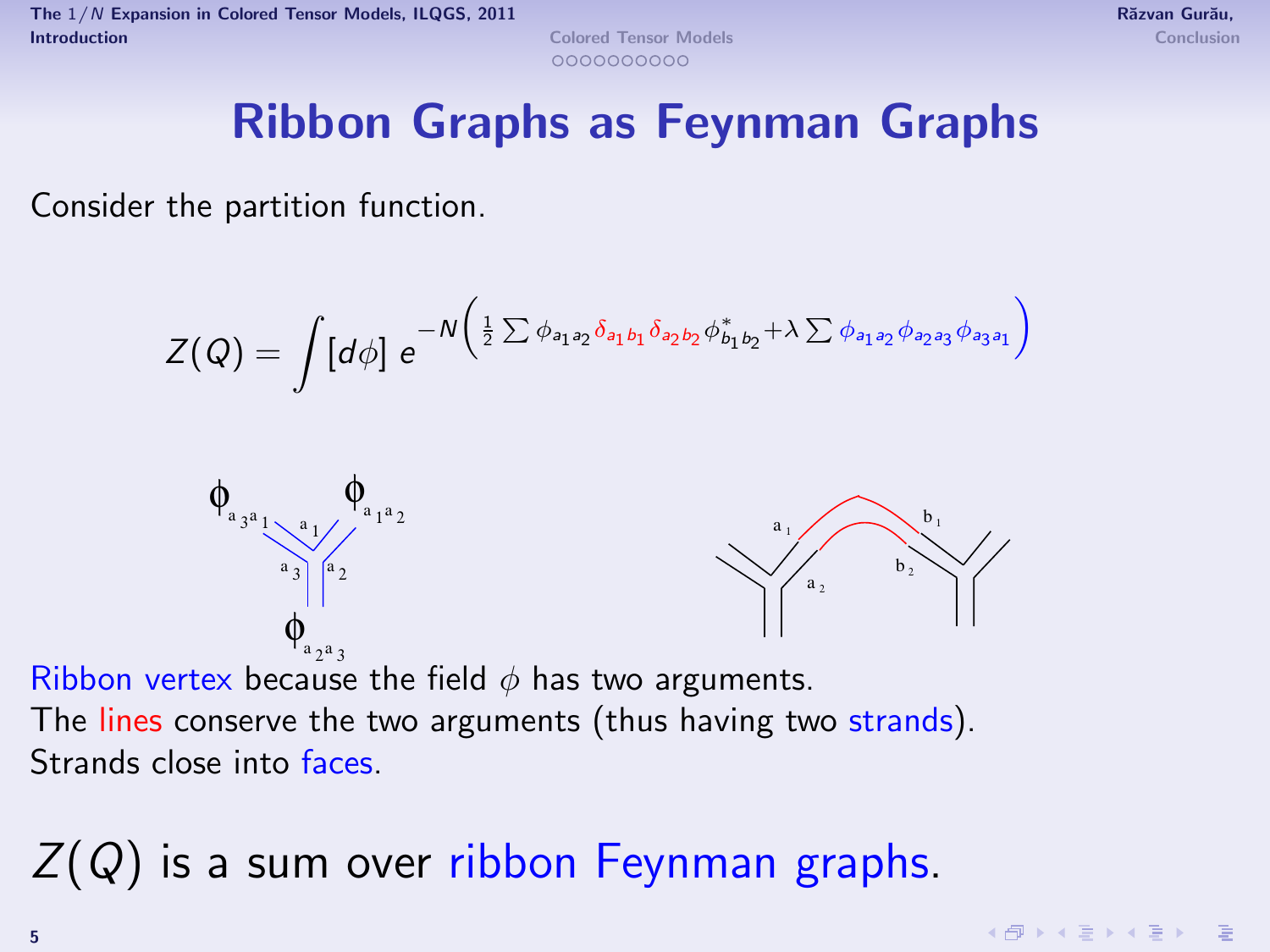# Ribbon Graphs as Feynman Graphs

Consider the partition function.

$$Z(Q) = \int [d\phi]\; e^{-N\left( \frac{1}{2} \sum \phi_{a_1 a_2} \delta_{a_1 b_1} \delta_{a_2 b_2} \phi^*_{b_1 b_2} + \lambda \sum \phi_{a_1 a_2} \phi_{a_2 a_3} \phi_{a_3 a_1} \right)}$$

Ribbon vertex because the field $\phi$ has two arguments.
The lines conserve the two arguments (thus having two strands).
Strands close into faces.

## $Z(Q)$ is a sum over ribbon Feynman graphs.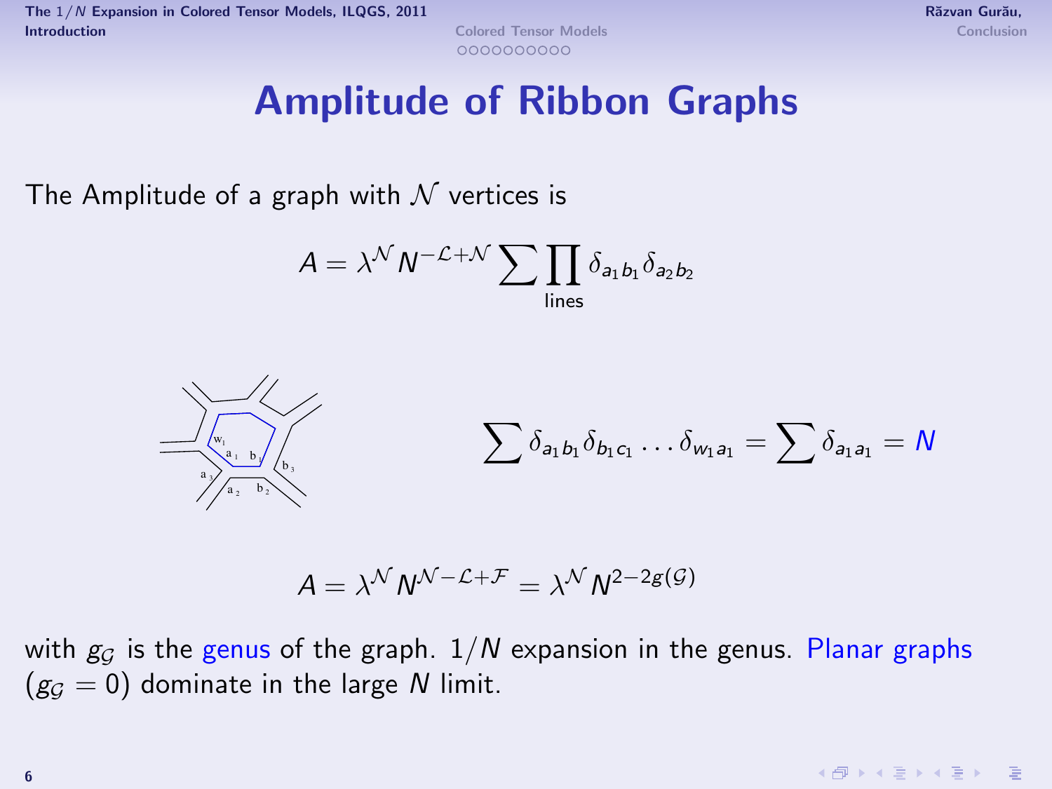# Amplitude of Ribbon Graphs

The Amplitude of a graph with $\mathcal{N}$ vertices is

$$A = \lambda^{\mathcal{N}} N^{-\mathcal{L}+\mathcal{N}} \sum \prod_{\text{lines}} \delta_{a_1 b_1} \delta_{a_2 b_2}$$

$$\sum \delta_{a_1 b_1} \delta_{b_1 c_1} \dots \delta_{w_1 a_1} = \sum \delta_{a_1 a_1} = N$$

$$A = \lambda^{\mathcal{N}} N^{\mathcal{N}-\mathcal{L}+\mathcal{F}} = \lambda^{\mathcal{N}} N^{2-2g(\mathcal{G})}$$

with $g_{\mathcal{G}}$ is the genus of the graph. $1/N$ expansion in the genus. Planar graphs ($g_{\mathcal{G}} = 0$) dominate in the large $N$ limit.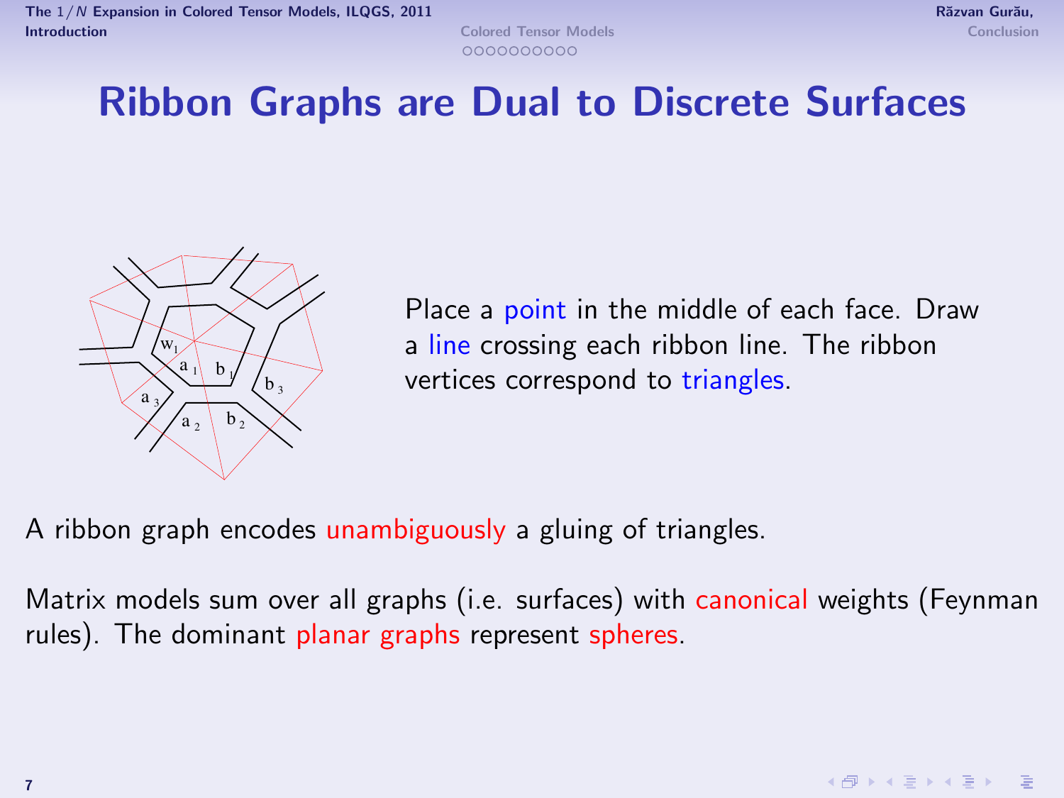# Ribbon Graphs are Dual to Discrete Surfaces

Place a point in the middle of each face. Draw a line crossing each ribbon line. The ribbon vertices correspond to triangles.

A ribbon graph encodes unambiguously a gluing of triangles.

Matrix models sum over all graphs (i.e. surfaces) with canonical weights (Feynman rules). The dominant planar graphs represent spheres.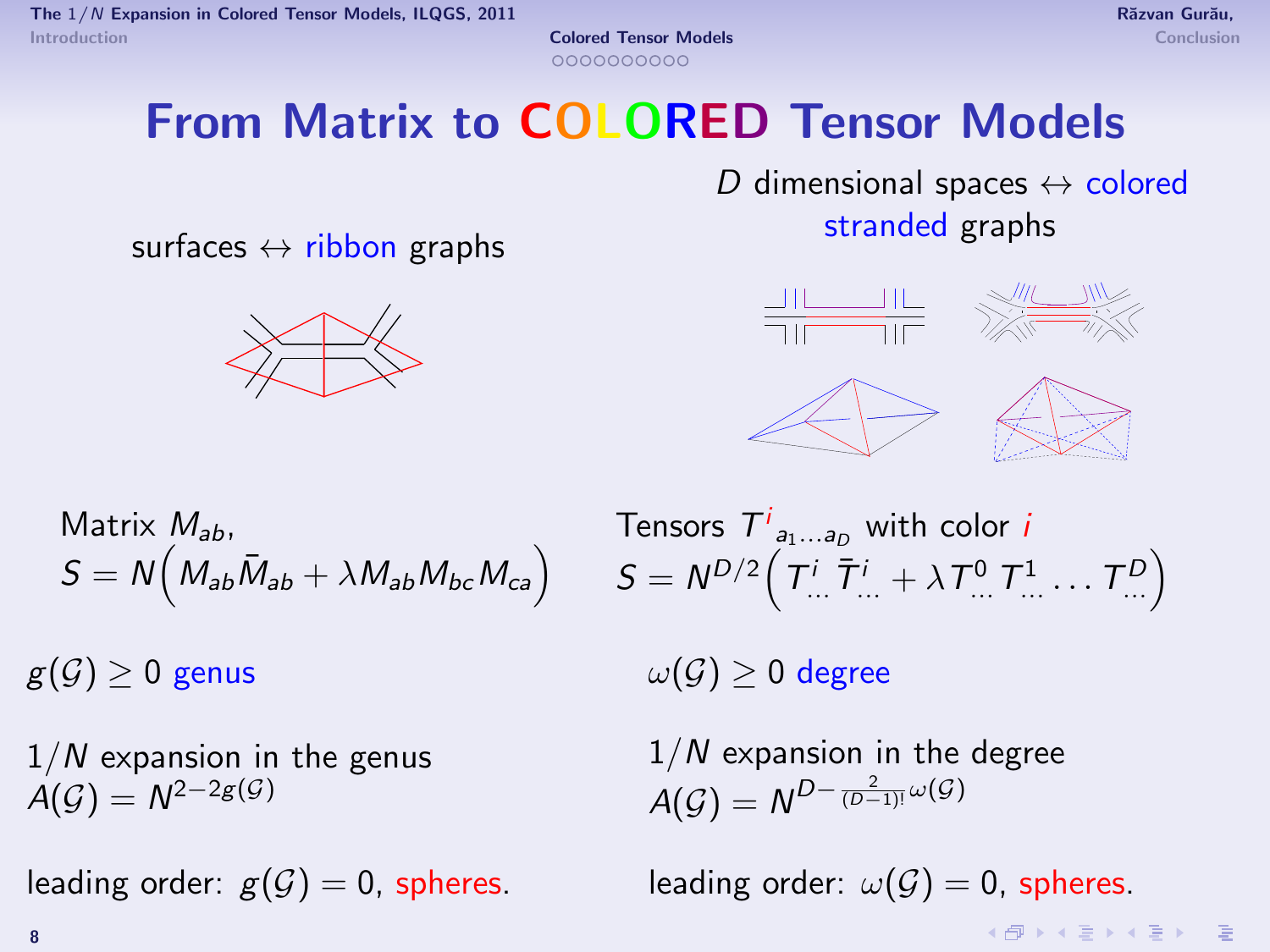# From Matrix to COLORED Tensor Models

surfaces $\leftrightarrow$ ribbon graphs

$D$ dimensional spaces $\leftrightarrow$ colored stranded graphs

Matrix $M_{ab}$,
$$S = N\Big( M_{ab}\bar{M}_{ab} + \lambda M_{ab}M_{bc}M_{ca} \Big)$$

Tensors ${T^i}_{a_1 \dots a_D}$ with color $i$
$$S = N^{D/2}\Big( T^i_{\dots}\bar{T}^i_{\dots} + \lambda T^0_{\dots}T^1_{\dots}\dots T^D_{\dots} \Big)$$

$g(\mathcal{G}) \geq 0$ genus

$\omega(\mathcal{G}) \geq 0$ degree

$1/N$ expansion in the genus
$A(\mathcal{G}) = N^{2-2g(\mathcal{G})}$

$1/N$ expansion in the degree
$A(\mathcal{G}) = N^{D - \frac{2}{(D-1)!}\omega(\mathcal{G})}$

leading order: $g(\mathcal{G}) = 0$, spheres.

leading order: $\omega(\mathcal{G}) = 0$, spheres.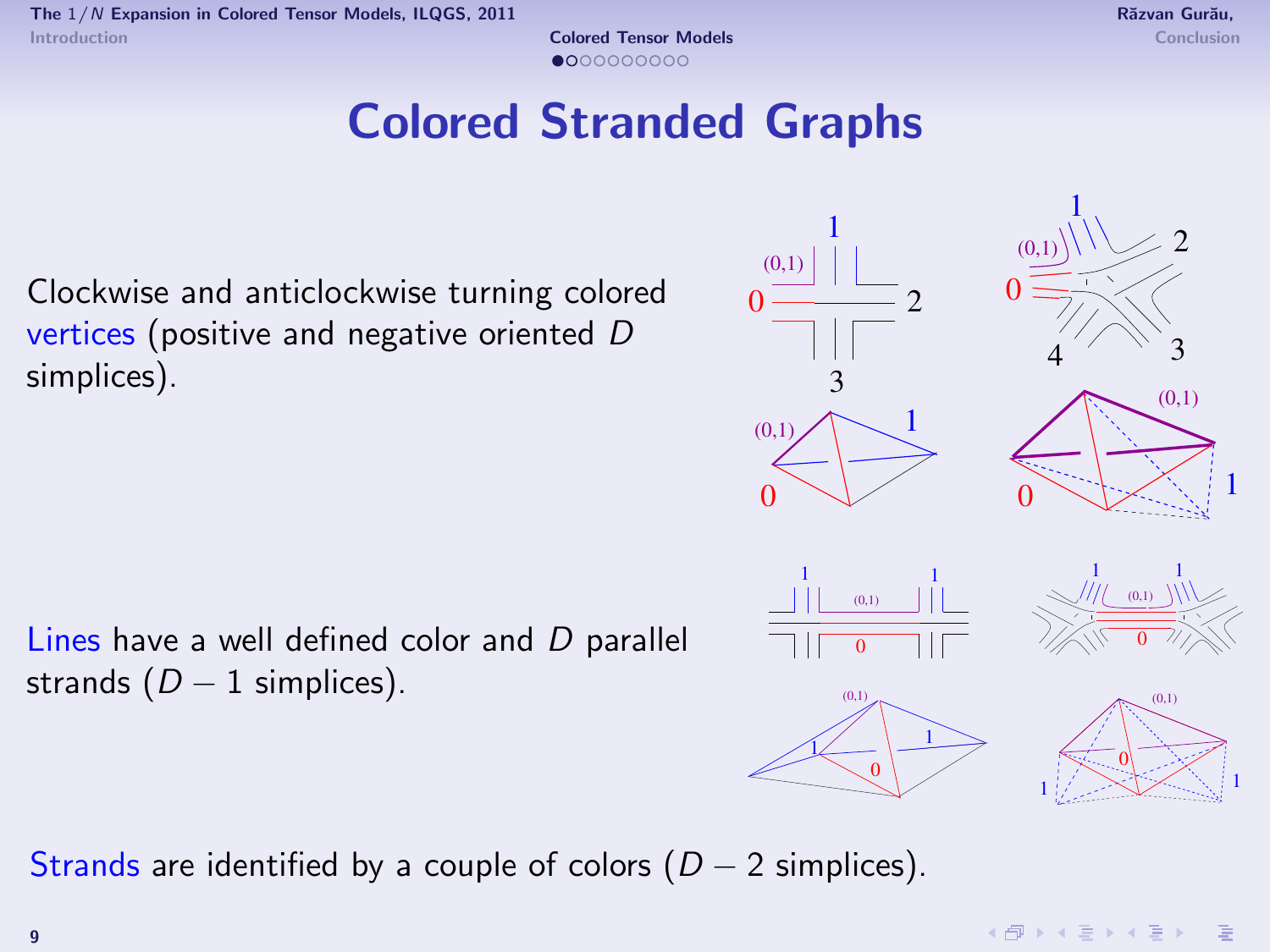# Colored Stranded Graphs

Clockwise and anticlockwise turning colored vertices (positive and negative oriented $D$ simplices).

Lines have a well defined color and $D$ parallel strands ($D-1$ simplices).

Strands are identified by a couple of colors ($D-2$ simplices).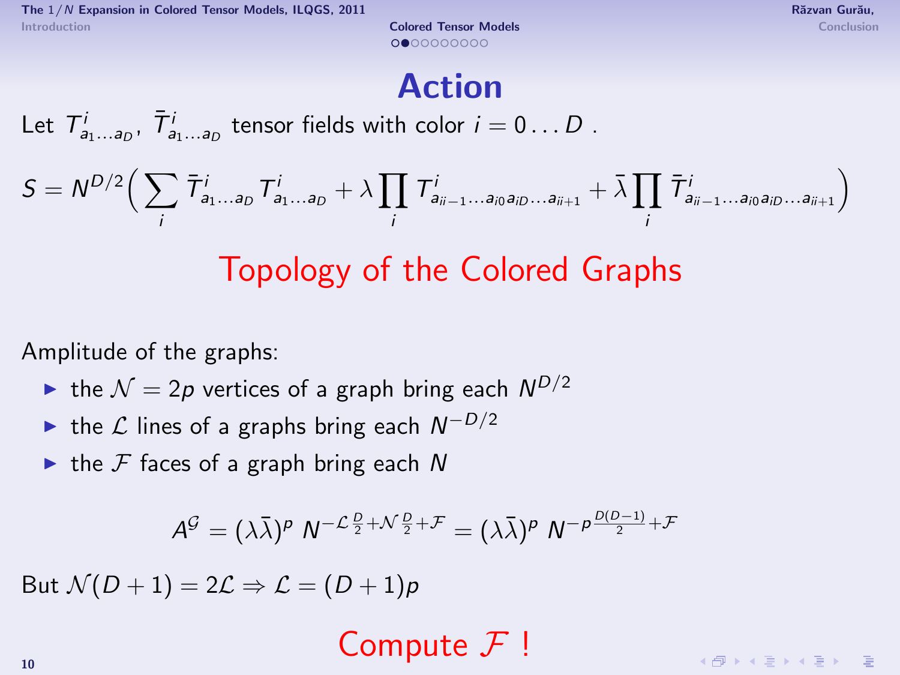# Action

Let $T^i_{a_1 \dots a_D}$, $\bar{T}^i_{a_1 \dots a_D}$ tensor fields with color $i = 0 \dots D$ .

$$S = N^{D/2} \Big( \sum_i \bar{T}^i_{a_1 \dots a_D} T^i_{a_1 \dots a_D} + \lambda \prod_i T^i_{a_{ii-1} \dots a_{i0} a_{iD} \dots a_{ii+1}} + \bar{\lambda} \prod_i \bar{T}^i_{a_{ii-1} \dots a_{i0} a_{iD} \dots a_{ii+1}} \Big)$$

## Topology of the Colored Graphs

Amplitude of the graphs:

- the $\mathcal{N} = 2p$ vertices of a graph bring each $N^{D/2}$
- the $\mathcal{L}$ lines of a graphs bring each $N^{-D/2}$
- the $\mathcal{F}$ faces of a graph bring each $N$

$$A^{\mathcal{G}} = (\lambda \bar{\lambda})^p \; N^{-\mathcal{L} \frac{D}{2} + \mathcal{N} \frac{D}{2} + \mathcal{F}} = (\lambda \bar{\lambda})^p \; N^{-p \frac{D(D-1)}{2} + \mathcal{F}}$$

But $\mathcal{N}(D+1) = 2\mathcal{L} \Rightarrow \mathcal{L} = (D+1)p$

Compute $\mathcal{F}$ !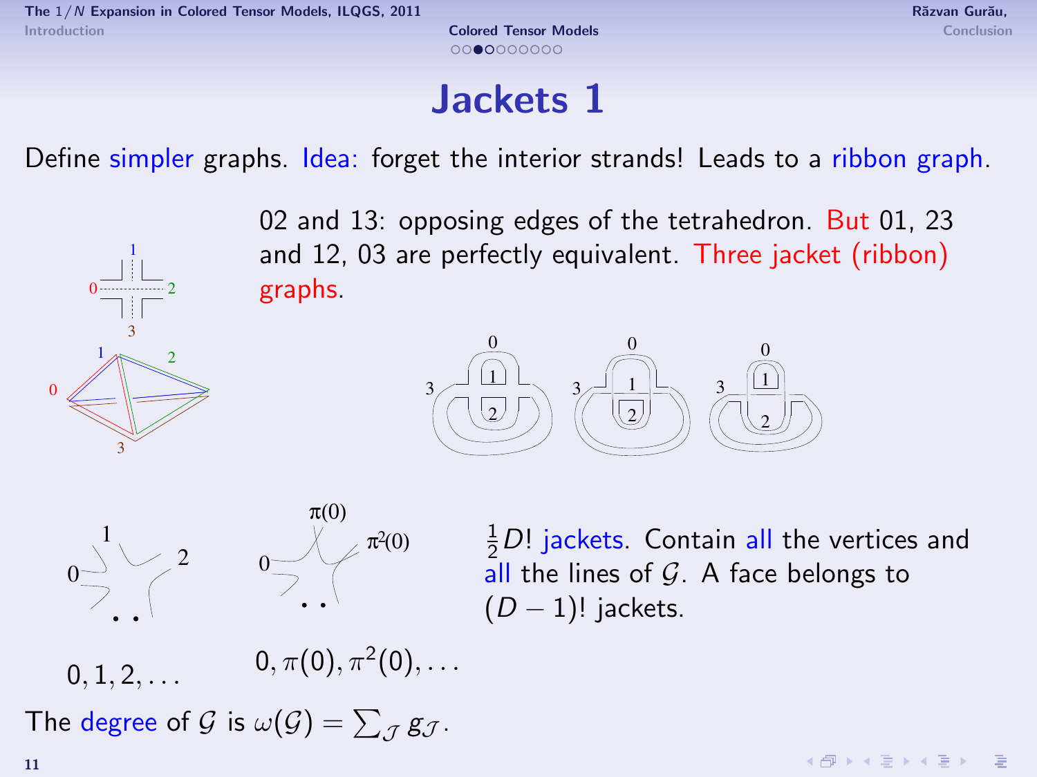# Jackets 1

Define simpler graphs. Idea: forget the interior strands! Leads to a ribbon graph.

02 and 13: opposing edges of the tetrahedron. But 01, 23 and 12, 03 are perfectly equivalent. Three jacket (ribbon) graphs.

$0, 1, 2, \dots$ $\qquad$ $0, \pi(0), \pi^2(0), \dots$

$\frac{1}{2}D!$ jackets. Contain all the vertices and all the lines of $\mathcal{G}$. A face belongs to $(D-1)!$ jackets.

The degree of $\mathcal{G}$ is $\omega(\mathcal{G}) = \sum_{\mathcal{J}} g_{\mathcal{J}}$.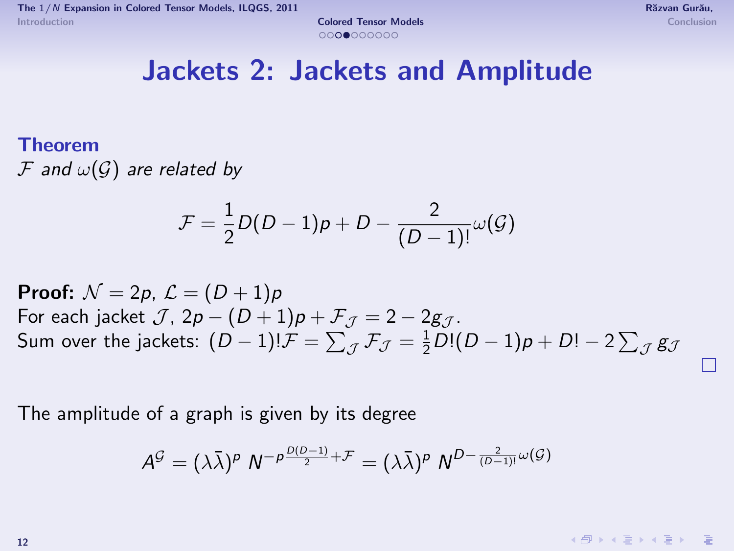# Jackets 2: Jackets and Amplitude

**Theorem**

*$\mathcal{F}$ and $\omega(\mathcal{G})$ are related by*

$$\mathcal{F} = \frac{1}{2}D(D-1)p + D - \frac{2}{(D-1)!}\omega(\mathcal{G})$$

**Proof:** $\mathcal{N} = 2p$, $\mathcal{L} = (D+1)p$

For each jacket $\mathcal{J}$, $2p - (D+1)p + \mathcal{F}_{\mathcal{J}} = 2 - 2g_{\mathcal{J}}$.

Sum over the jackets: $(D-1)!\mathcal{F} = \sum_{\mathcal{J}} \mathcal{F}_{\mathcal{J}} = \frac{1}{2}D!(D-1)p + D! - 2\sum_{\mathcal{J}} g_{\mathcal{J}}$ □

The amplitude of a graph is given by its degree

$$A^{\mathcal{G}} = (\lambda\bar{\lambda})^p \; N^{-p\frac{D(D-1)}{2}+\mathcal{F}} = (\lambda\bar{\lambda})^p \; N^{D-\frac{2}{(D-1)!}\omega(\mathcal{G})}$$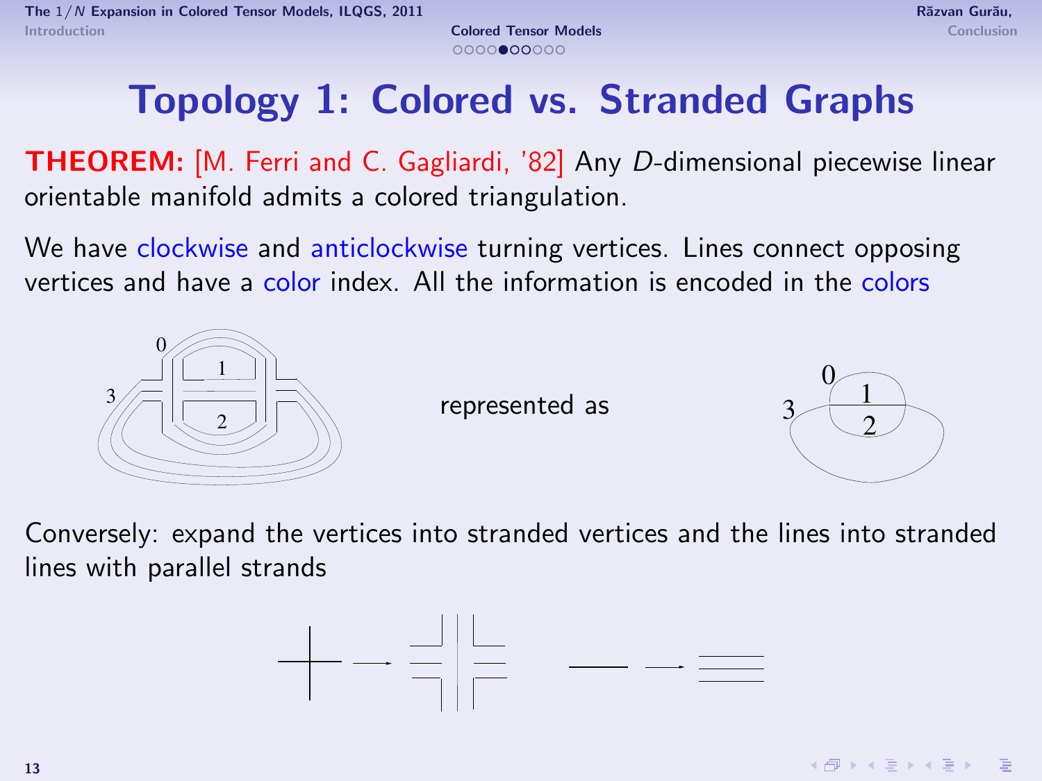# Topology 1: Colored vs. Stranded Graphs

**THEOREM:** [M. Ferri and C. Gagliardi, '82] Any $D$-dimensional piecewise linear orientable manifold admits a colored triangulation.

We have clockwise and anticlockwise turning vertices. Lines connect opposing vertices and have a color index. All the information is encoded in the colors

represented as

Conversely: expand the vertices into stranded vertices and the lines into stranded lines with parallel strands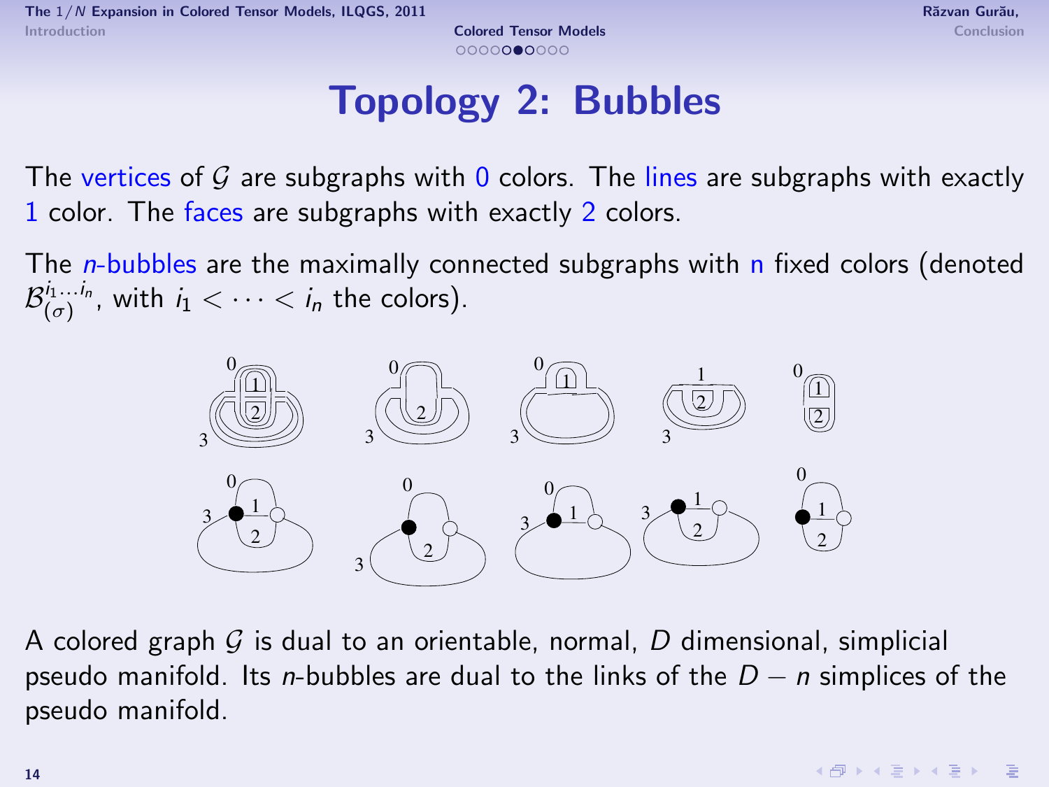# Topology 2: Bubbles

The vertices of $\mathcal{G}$ are subgraphs with 0 colors. The lines are subgraphs with exactly 1 color. The faces are subgraphs with exactly 2 colors.

The *n*-bubbles are the maximally connected subgraphs with n fixed colors (denoted $\mathcal{B}^{i_1 \dots i_n}_{(\sigma)}$, with $i_1 < \dots < i_n$ the colors).

A colored graph $\mathcal{G}$ is dual to an orientable, normal, $D$ dimensional, simplicial pseudo manifold. Its $n$-bubbles are dual to the links of the $D - n$ simplices of the pseudo manifold.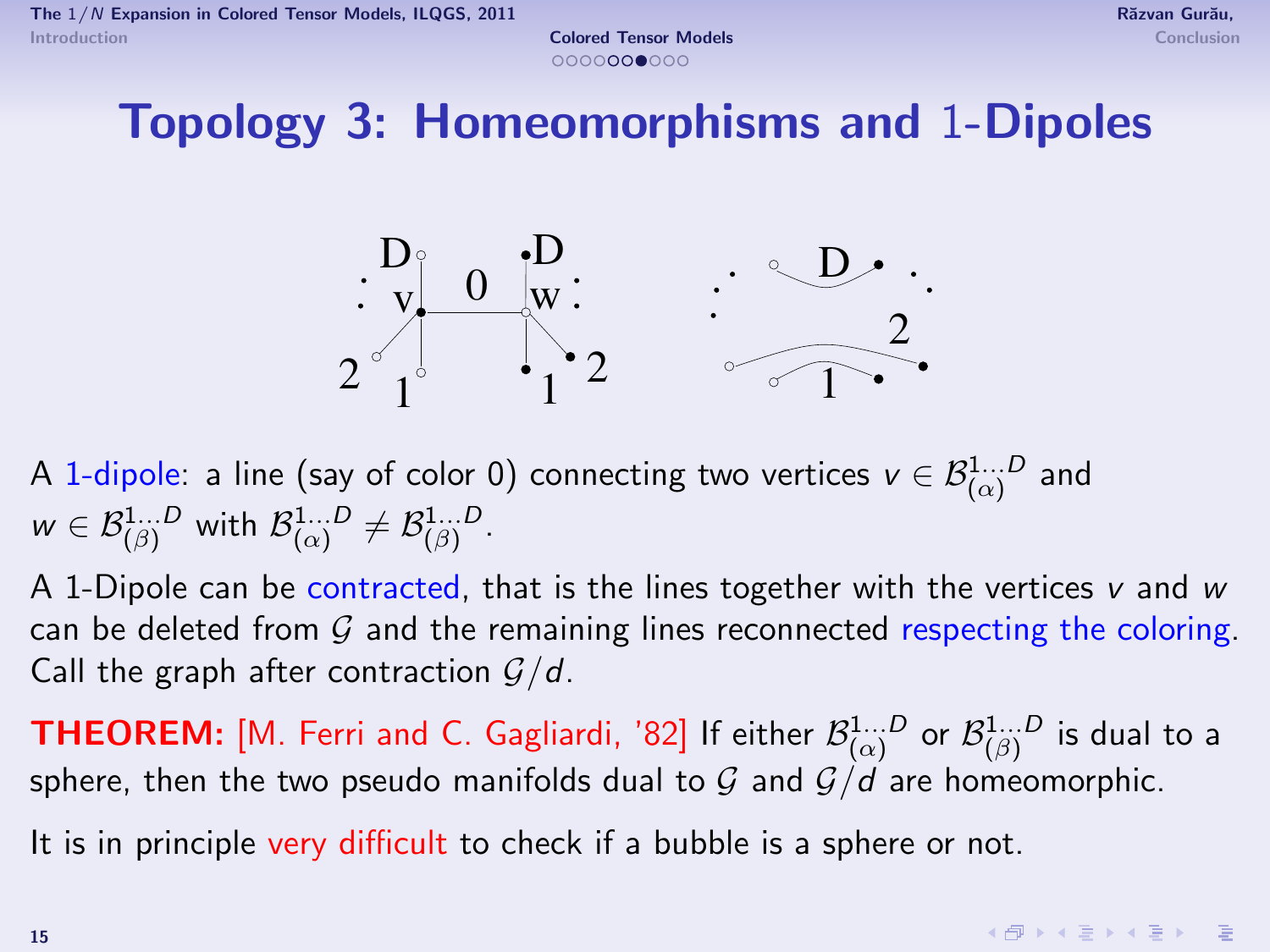# Topology 3: Homeomorphisms and 1-Dipoles

A 1-dipole: a line (say of color 0) connecting two vertices $v \in \mathcal{B}^{1\dots D}_{(\alpha)}$ and $w \in \mathcal{B}^{1\dots D}_{(\beta)}$ with $\mathcal{B}^{1\dots D}_{(\alpha)} \neq \mathcal{B}^{1\dots D}_{(\beta)}$.

A 1-Dipole can be contracted, that is the lines together with the vertices $v$ and $w$ can be deleted from $\mathcal{G}$ and the remaining lines reconnected respecting the coloring. Call the graph after contraction $\mathcal{G}/d$.

**THEOREM:** [M. Ferri and C. Gagliardi, '82] If either $\mathcal{B}^{1\dots D}_{(\alpha)}$ or $\mathcal{B}^{1\dots D}_{(\beta)}$ is dual to a sphere, then the two pseudo manifolds dual to $\mathcal{G}$ and $\mathcal{G}/d$ are homeomorphic.

It is in principle very difficult to check if a bubble is a sphere or not.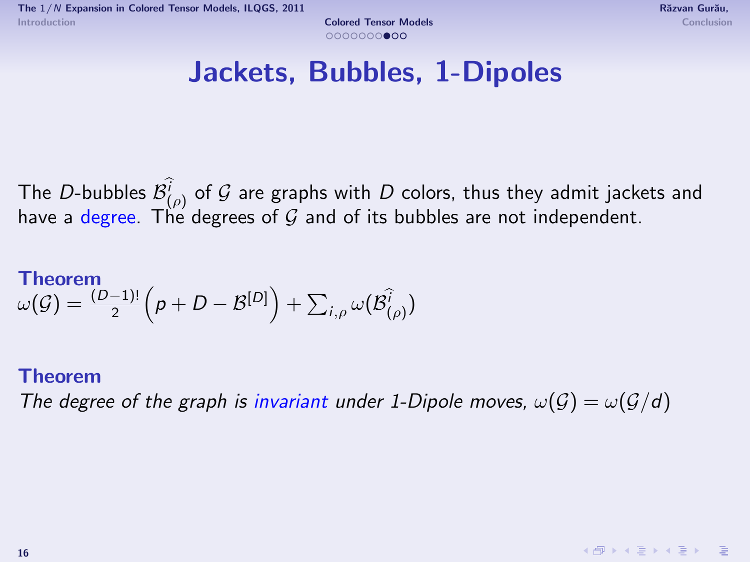# Jackets, Bubbles, 1-Dipoles

The $D$-bubbles $\mathcal{B}^{\widehat{i}}_{(\rho)}$ of $\mathcal{G}$ are graphs with $D$ colors, thus they admit jackets and have a degree. The degrees of $\mathcal{G}$ and of its bubbles are not independent.

**Theorem**

$$\omega(\mathcal{G}) = \frac{(D-1)!}{2}\Big(p + D - \mathcal{B}^{[D]}\Big) + \sum_{i,\rho} \omega(\mathcal{B}^{\widehat{i}}_{(\rho)})$$

**Theorem**

*The degree of the graph is invariant under 1-Dipole moves,* $\omega(\mathcal{G}) = \omega(\mathcal{G}/d)$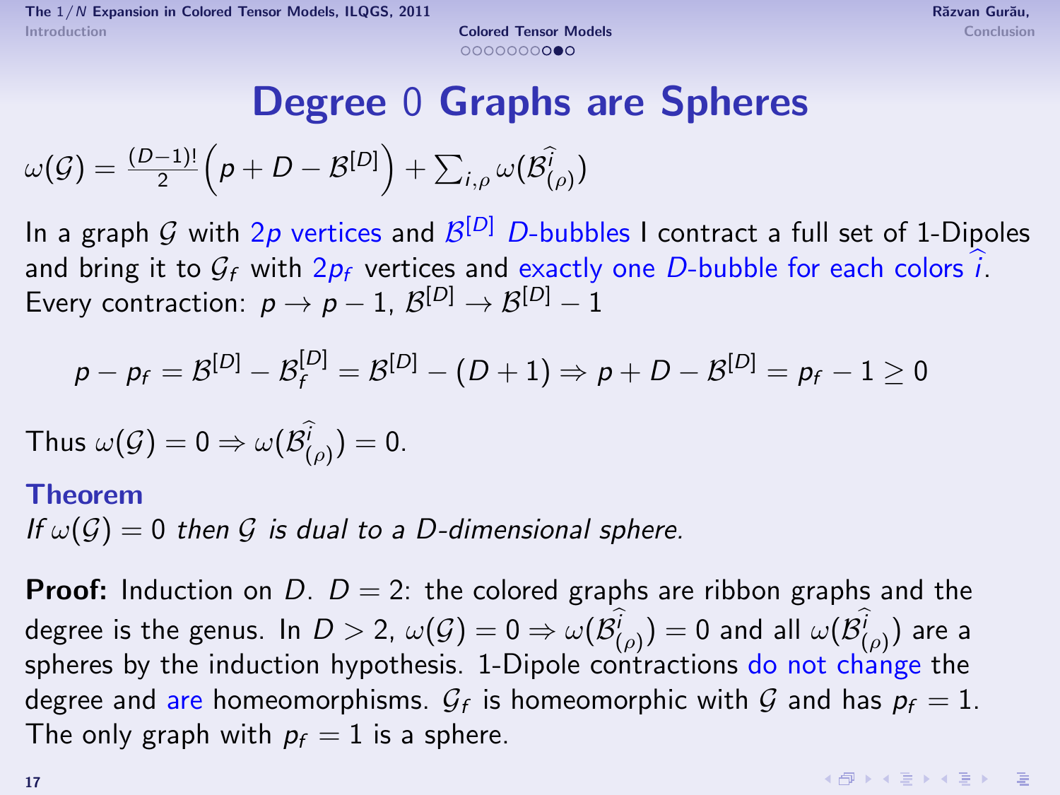# Degree 0 Graphs are Spheres

$$\omega(\mathcal{G}) = \frac{(D-1)!}{2}\Big(p + D - \mathcal{B}^{[D]}\Big) + \sum_{i,\rho} \omega(\mathcal{B}^{\widehat{i}}_{(\rho)})$$

In a graph $\mathcal{G}$ with $2p$ vertices and $\mathcal{B}^{[D]}$ $D$-bubbles I contract a full set of 1-Dipoles and bring it to $\mathcal{G}_f$ with $2p_f$ vertices and exactly one $D$-bubble for each colors $\widehat{i}$. Every contraction: $p \to p-1$, $\mathcal{B}^{[D]} \to \mathcal{B}^{[D]} - 1$

$$p - p_f = \mathcal{B}^{[D]} - \mathcal{B}^{[D]}_f = \mathcal{B}^{[D]} - (D+1) \Rightarrow p + D - \mathcal{B}^{[D]} = p_f - 1 \geq 0$$

Thus $\omega(\mathcal{G}) = 0 \Rightarrow \omega(\mathcal{B}^{\widehat{i}}_{(\rho)}) = 0$.

### Theorem

*If $\omega(\mathcal{G}) = 0$ then $\mathcal{G}$ is dual to a $D$-dimensional sphere.*

**Proof:** Induction on $D$. $D = 2$: the colored graphs are ribbon graphs and the degree is the genus. In $D > 2$, $\omega(\mathcal{G}) = 0 \Rightarrow \omega(\mathcal{B}^{\widehat{i}}_{(\rho)}) = 0$ and all $\omega(\mathcal{B}^{\widehat{i}}_{(\rho)})$ are a spheres by the induction hypothesis. 1-Dipole contractions do not change the degree and are homeomorphisms. $\mathcal{G}_f$ is homeomorphic with $\mathcal{G}$ and has $p_f = 1$. The only graph with $p_f = 1$ is a sphere.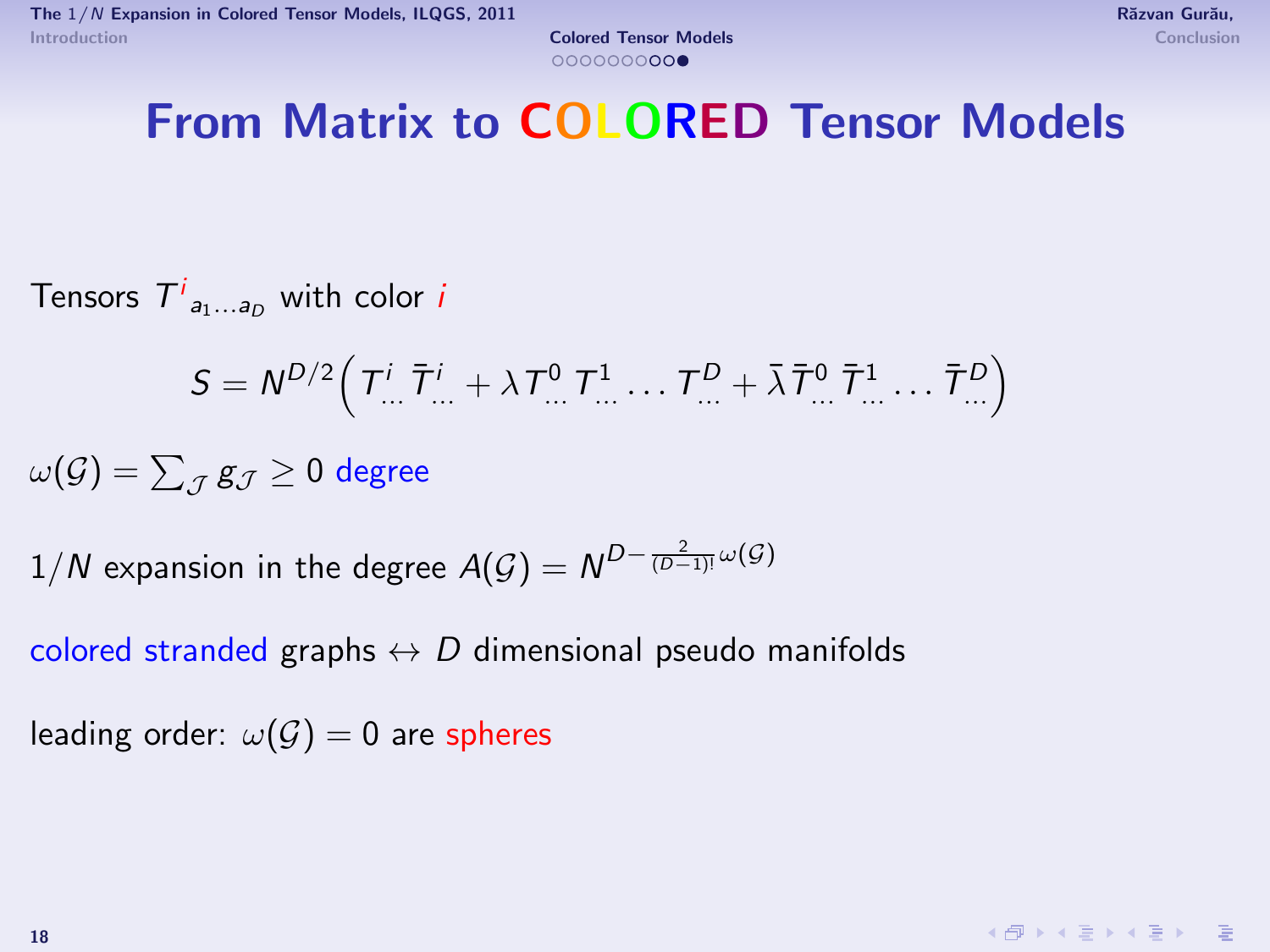# From Matrix to COLORED Tensor Models

Tensors ${T^i}_{a_1 \dots a_D}$ with color $i$

$$S = N^{D/2}\Big( T^i_{\dots}\,\bar{T}^i_{\dots} + \lambda\, T^0_{\dots}\, T^1_{\dots} \dots T^D_{\dots} + \bar{\lambda}\,\bar{T}^0_{\dots}\,\bar{T}^1_{\dots} \dots \bar{T}^D_{\dots} \Big)$$

$\omega(\mathcal{G}) = \sum_{\mathcal{J}} g_{\mathcal{J}} \geq 0$ degree

$1/N$ expansion in the degree $A(\mathcal{G}) = N^{D - \frac{2}{(D-1)!}\omega(\mathcal{G})}$

colored stranded graphs $\leftrightarrow$ $D$ dimensional pseudo manifolds

leading order: $\omega(\mathcal{G}) = 0$ are spheres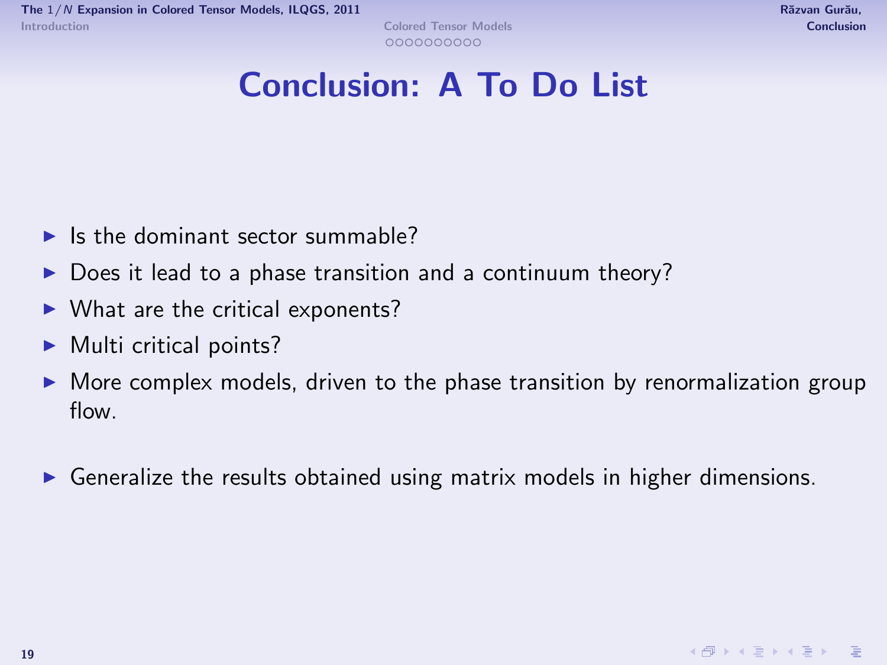# Conclusion: A To Do List

- Is the dominant sector summable?
- Does it lead to a phase transition and a continuum theory?
- What are the critical exponents?
- Multi critical points?
- More complex models, driven to the phase transition by renormalization group flow.

- Generalize the results obtained using matrix models in higher dimensions.